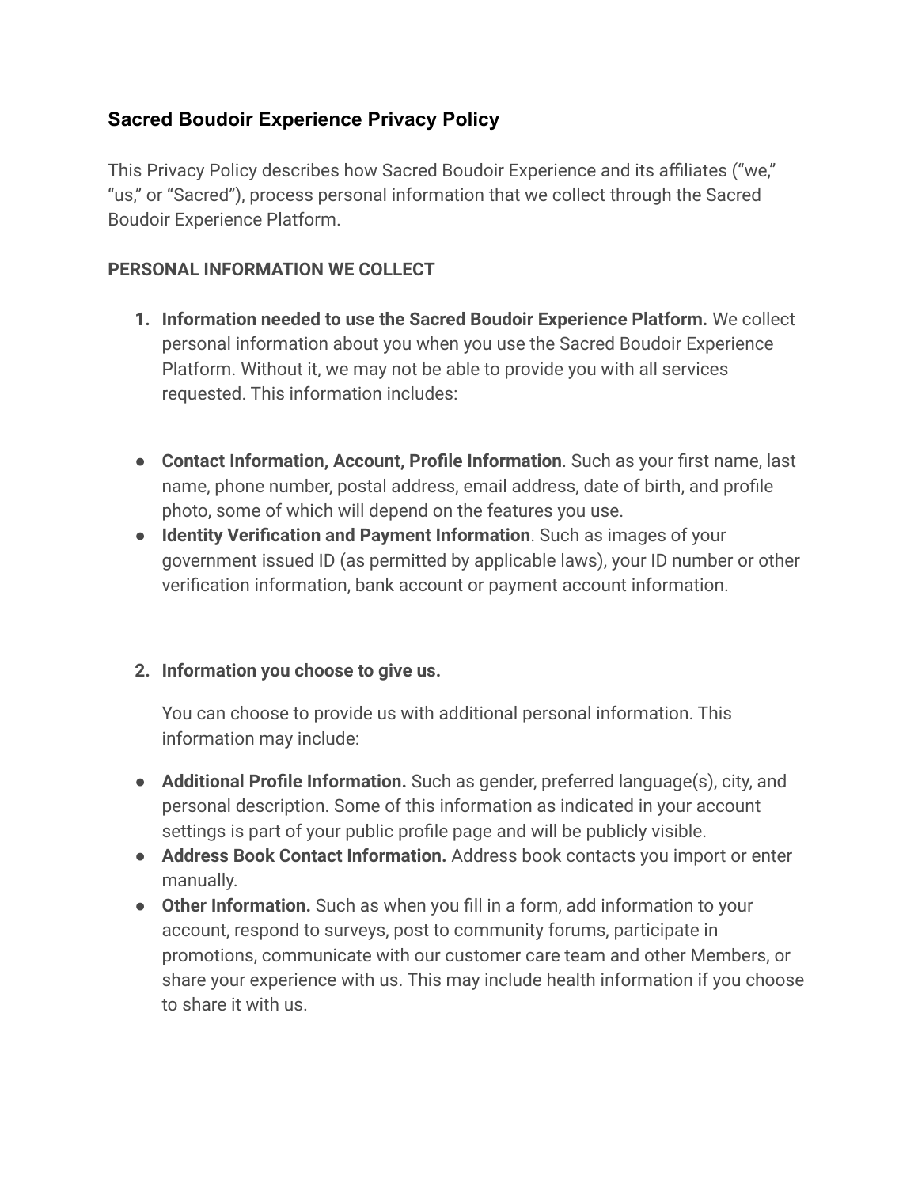## Sacred Boudoir Experience Privacy Policy

This Privacy Policy describes how Sacred Boudoir Experience and its affiliates ("we," "us," or "Sacred"), process personal information that we collect through the Sacred Boudoir Experience Platform.

**PERSONAL INFORMATION WE COLLECT**

1. **Information needed to use the Sacred Boudoir Experience Platform.** We collect personal information about you when you use the Sacred Boudoir Experience Platform. Without it, we may not be able to provide you with all services requested. This information includes:

- **Contact Information, Account, Profile Information**. Such as your first name, last name, phone number, postal address, email address, date of birth, and profile photo, some of which will depend on the features you use.
- **Identity Verification and Payment Information**. Such as images of your government issued ID (as permitted by applicable laws), your ID number or other verification information, bank account or payment account information.

2. **Information you choose to give us.**

   You can choose to provide us with additional personal information. This information may include:

- **Additional Profile Information.** Such as gender, preferred language(s), city, and personal description. Some of this information as indicated in your account settings is part of your public profile page and will be publicly visible.
- **Address Book Contact Information.** Address book contacts you import or enter manually.
- **Other Information.** Such as when you fill in a form, add information to your account, respond to surveys, post to community forums, participate in promotions, communicate with our customer care team and other Members, or share your experience with us. This may include health information if you choose to share it with us.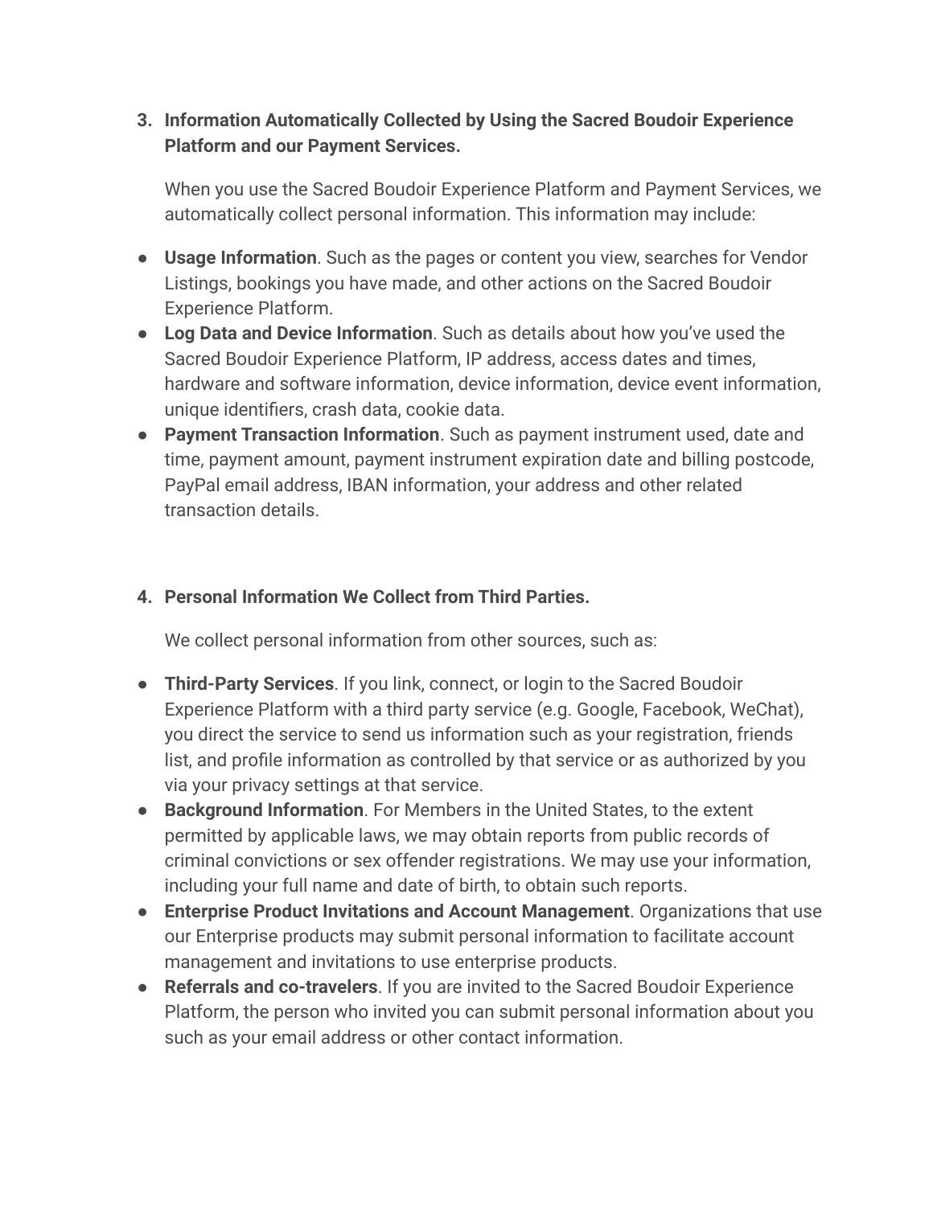3. **Information Automatically Collected by Using the Sacred Boudoir Experience Platform and our Payment Services.**

   When you use the Sacred Boudoir Experience Platform and Payment Services, we automatically collect personal information. This information may include:

- **Usage Information**. Such as the pages or content you view, searches for Vendor Listings, bookings you have made, and other actions on the Sacred Boudoir Experience Platform.
- **Log Data and Device Information**. Such as details about how you've used the Sacred Boudoir Experience Platform, IP address, access dates and times, hardware and software information, device information, device event information, unique identifiers, crash data, cookie data.
- **Payment Transaction Information**. Such as payment instrument used, date and time, payment amount, payment instrument expiration date and billing postcode, PayPal email address, IBAN information, your address and other related transaction details.

4. **Personal Information We Collect from Third Parties.**

   We collect personal information from other sources, such as:

- **Third-Party Services**. If you link, connect, or login to the Sacred Boudoir Experience Platform with a third party service (e.g. Google, Facebook, WeChat), you direct the service to send us information such as your registration, friends list, and profile information as controlled by that service or as authorized by you via your privacy settings at that service.
- **Background Information**. For Members in the United States, to the extent permitted by applicable laws, we may obtain reports from public records of criminal convictions or sex offender registrations. We may use your information, including your full name and date of birth, to obtain such reports.
- **Enterprise Product Invitations and Account Management**. Organizations that use our Enterprise products may submit personal information to facilitate account management and invitations to use enterprise products.
- **Referrals and co-travelers**. If you are invited to the Sacred Boudoir Experience Platform, the person who invited you can submit personal information about you such as your email address or other contact information.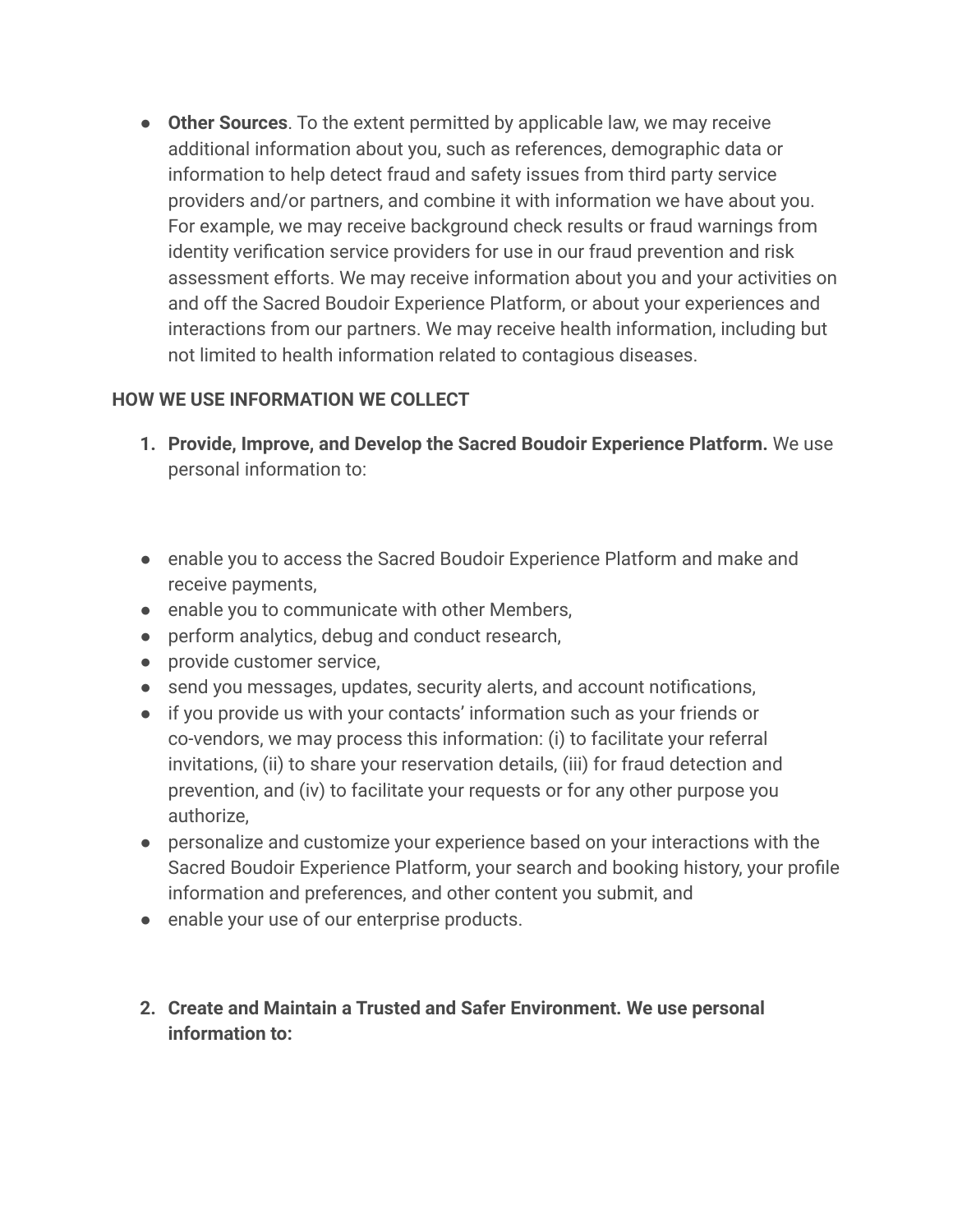- **Other Sources**. To the extent permitted by applicable law, we may receive additional information about you, such as references, demographic data or information to help detect fraud and safety issues from third party service providers and/or partners, and combine it with information we have about you. For example, we may receive background check results or fraud warnings from identity verification service providers for use in our fraud prevention and risk assessment efforts. We may receive information about you and your activities on and off the Sacred Boudoir Experience Platform, or about your experiences and interactions from our partners. We may receive health information, including but not limited to health information related to contagious diseases.

**HOW WE USE INFORMATION WE COLLECT**

1. **Provide, Improve, and Develop the Sacred Boudoir Experience Platform.** We use personal information to:

- enable you to access the Sacred Boudoir Experience Platform and make and receive payments,
- enable you to communicate with other Members,
- perform analytics, debug and conduct research,
- provide customer service,
- send you messages, updates, security alerts, and account notifications,
- if you provide us with your contacts' information such as your friends or co-vendors, we may process this information: (i) to facilitate your referral invitations, (ii) to share your reservation details, (iii) for fraud detection and prevention, and (iv) to facilitate your requests or for any other purpose you authorize,
- personalize and customize your experience based on your interactions with the Sacred Boudoir Experience Platform, your search and booking history, your profile information and preferences, and other content you submit, and
- enable your use of our enterprise products.

2. **Create and Maintain a Trusted and Safer Environment. We use personal information to:**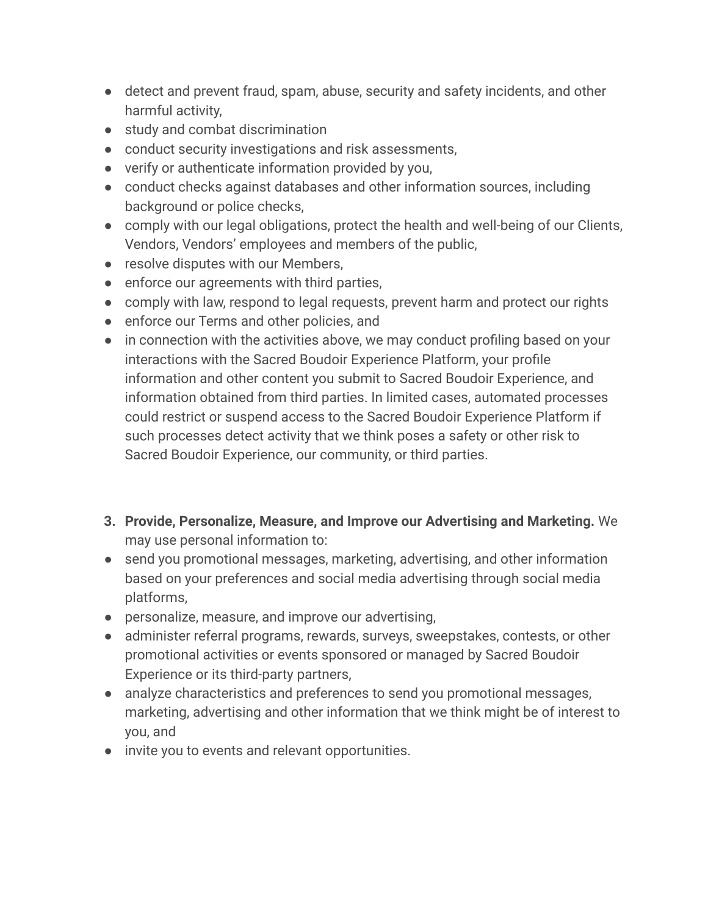- detect and prevent fraud, spam, abuse, security and safety incidents, and other harmful activity,
- study and combat discrimination
- conduct security investigations and risk assessments,
- verify or authenticate information provided by you,
- conduct checks against databases and other information sources, including background or police checks,
- comply with our legal obligations, protect the health and well-being of our Clients, Vendors, Vendors' employees and members of the public,
- resolve disputes with our Members,
- enforce our agreements with third parties,
- comply with law, respond to legal requests, prevent harm and protect our rights
- enforce our Terms and other policies, and
- in connection with the activities above, we may conduct profiling based on your interactions with the Sacred Boudoir Experience Platform, your profile information and other content you submit to Sacred Boudoir Experience, and information obtained from third parties. In limited cases, automated processes could restrict or suspend access to the Sacred Boudoir Experience Platform if such processes detect activity that we think poses a safety or other risk to Sacred Boudoir Experience, our community, or third parties.

3. **Provide, Personalize, Measure, and Improve our Advertising and Marketing.** We may use personal information to:

- send you promotional messages, marketing, advertising, and other information based on your preferences and social media advertising through social media platforms,
- personalize, measure, and improve our advertising,
- administer referral programs, rewards, surveys, sweepstakes, contests, or other promotional activities or events sponsored or managed by Sacred Boudoir Experience or its third-party partners,
- analyze characteristics and preferences to send you promotional messages, marketing, advertising and other information that we think might be of interest to you, and
- invite you to events and relevant opportunities.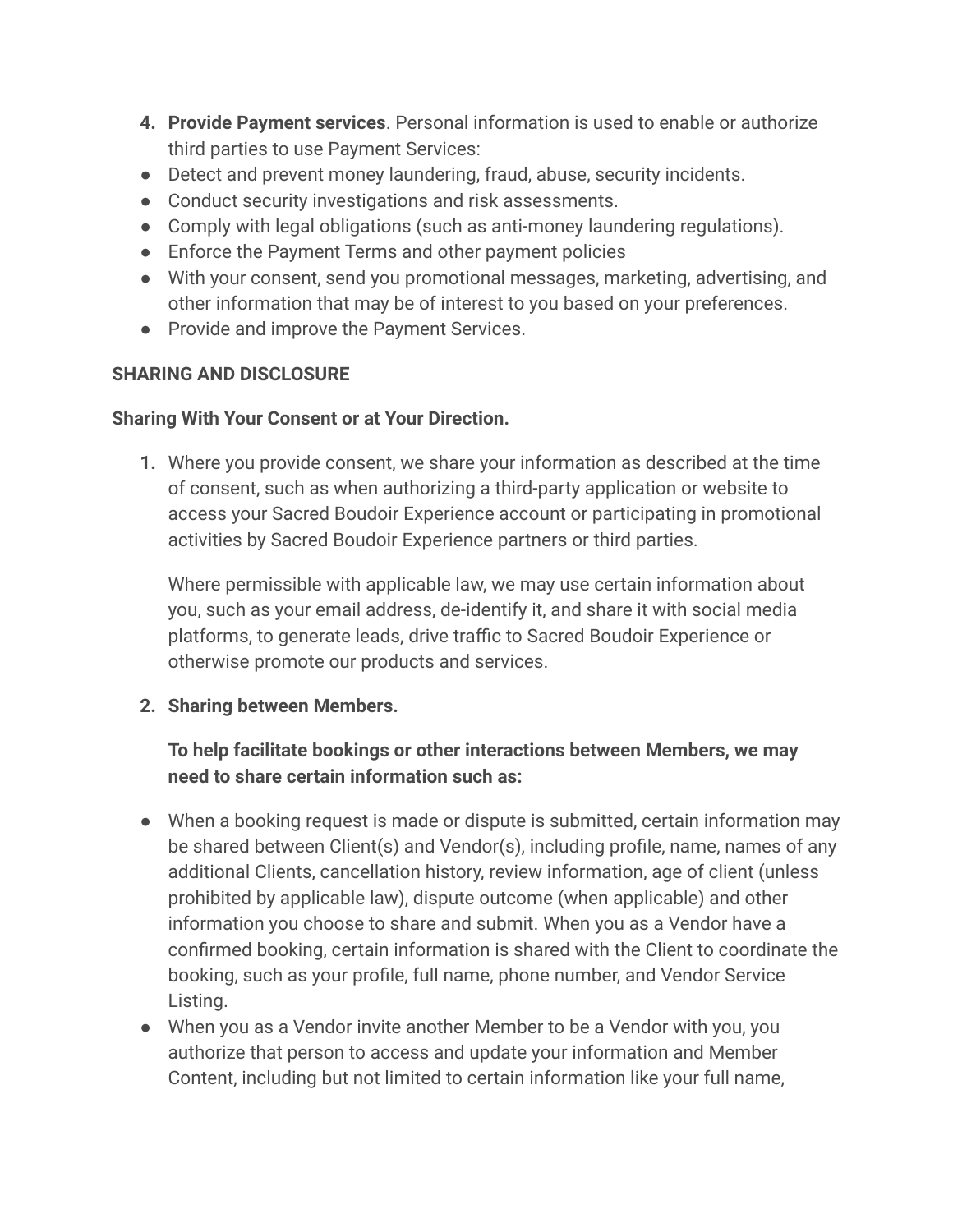4. **Provide Payment services**. Personal information is used to enable or authorize third parties to use Payment Services:

- Detect and prevent money laundering, fraud, abuse, security incidents.
- Conduct security investigations and risk assessments.
- Comply with legal obligations (such as anti-money laundering regulations).
- Enforce the Payment Terms and other payment policies
- With your consent, send you promotional messages, marketing, advertising, and other information that may be of interest to you based on your preferences.
- Provide and improve the Payment Services.

**SHARING AND DISCLOSURE**

**Sharing With Your Consent or at Your Direction.**

1. Where you provide consent, we share your information as described at the time of consent, such as when authorizing a third-party application or website to access your Sacred Boudoir Experience account or participating in promotional activities by Sacred Boudoir Experience partners or third parties.

   Where permissible with applicable law, we may use certain information about you, such as your email address, de-identify it, and share it with social media platforms, to generate leads, drive traffic to Sacred Boudoir Experience or otherwise promote our products and services.

2. **Sharing between Members.**

   **To help facilitate bookings or other interactions between Members, we may need to share certain information such as:**

- When a booking request is made or dispute is submitted, certain information may be shared between Client(s) and Vendor(s), including profile, name, names of any additional Clients, cancellation history, review information, age of client (unless prohibited by applicable law), dispute outcome (when applicable) and other information you choose to share and submit. When you as a Vendor have a confirmed booking, certain information is shared with the Client to coordinate the booking, such as your profile, full name, phone number, and Vendor Service Listing.
- When you as a Vendor invite another Member to be a Vendor with you, you authorize that person to access and update your information and Member Content, including but not limited to certain information like your full name,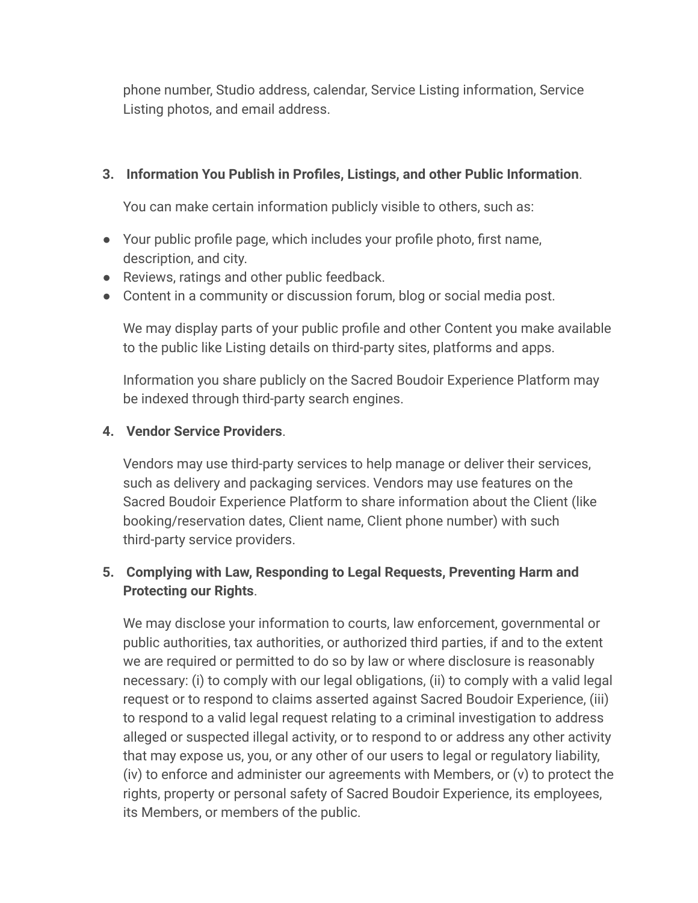phone number, Studio address, calendar, Service Listing information, Service Listing photos, and email address.

3. **Information You Publish in Profiles, Listings, and other Public Information**.

   You can make certain information publicly visible to others, such as:

- Your public profile page, which includes your profile photo, first name, description, and city.
- Reviews, ratings and other public feedback.
- Content in a community or discussion forum, blog or social media post.

   We may display parts of your public profile and other Content you make available to the public like Listing details on third-party sites, platforms and apps.

   Information you share publicly on the Sacred Boudoir Experience Platform may be indexed through third-party search engines.

4. **Vendor Service Providers**.

   Vendors may use third-party services to help manage or deliver their services, such as delivery and packaging services. Vendors may use features on the Sacred Boudoir Experience Platform to share information about the Client (like booking/reservation dates, Client name, Client phone number) with such third-party service providers.

5. **Complying with Law, Responding to Legal Requests, Preventing Harm and Protecting our Rights**.

   We may disclose your information to courts, law enforcement, governmental or public authorities, tax authorities, or authorized third parties, if and to the extent we are required or permitted to do so by law or where disclosure is reasonably necessary: (i) to comply with our legal obligations, (ii) to comply with a valid legal request or to respond to claims asserted against Sacred Boudoir Experience, (iii) to respond to a valid legal request relating to a criminal investigation to address alleged or suspected illegal activity, or to respond to or address any other activity that may expose us, you, or any other of our users to legal or regulatory liability, (iv) to enforce and administer our agreements with Members, or (v) to protect the rights, property or personal safety of Sacred Boudoir Experience, its employees, its Members, or members of the public.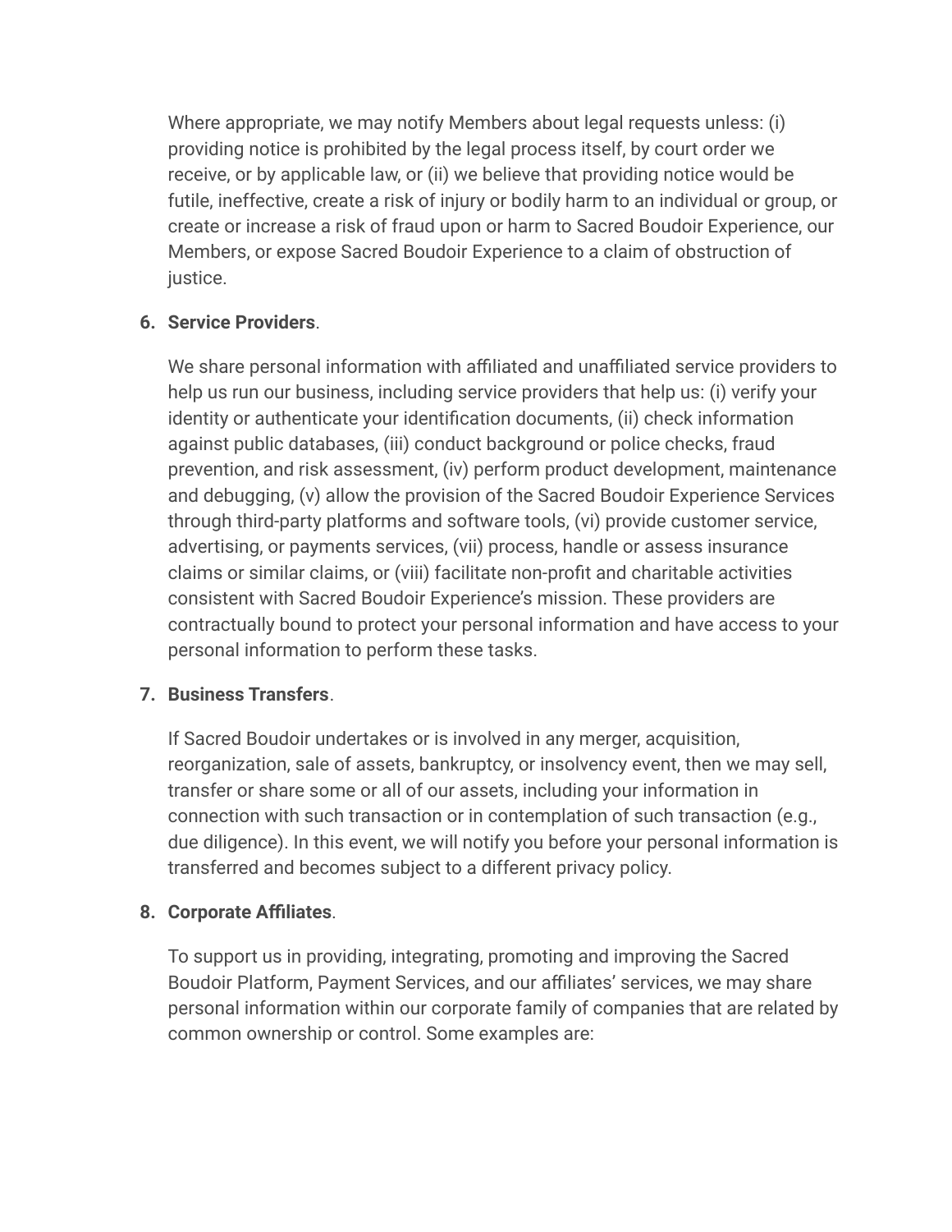Where appropriate, we may notify Members about legal requests unless: (i) providing notice is prohibited by the legal process itself, by court order we receive, or by applicable law, or (ii) we believe that providing notice would be futile, ineffective, create a risk of injury or bodily harm to an individual or group, or create or increase a risk of fraud upon or harm to Sacred Boudoir Experience, our Members, or expose Sacred Boudoir Experience to a claim of obstruction of justice.

6. **Service Providers**.

   We share personal information with affiliated and unaffiliated service providers to help us run our business, including service providers that help us: (i) verify your identity or authenticate your identification documents, (ii) check information against public databases, (iii) conduct background or police checks, fraud prevention, and risk assessment, (iv) perform product development, maintenance and debugging, (v) allow the provision of the Sacred Boudoir Experience Services through third-party platforms and software tools, (vi) provide customer service, advertising, or payments services, (vii) process, handle or assess insurance claims or similar claims, or (viii) facilitate non-profit and charitable activities consistent with Sacred Boudoir Experience's mission. These providers are contractually bound to protect your personal information and have access to your personal information to perform these tasks.

7. **Business Transfers**.

   If Sacred Boudoir undertakes or is involved in any merger, acquisition, reorganization, sale of assets, bankruptcy, or insolvency event, then we may sell, transfer or share some or all of our assets, including your information in connection with such transaction or in contemplation of such transaction (e.g., due diligence). In this event, we will notify you before your personal information is transferred and becomes subject to a different privacy policy.

8. **Corporate Affiliates**.

   To support us in providing, integrating, promoting and improving the Sacred Boudoir Platform, Payment Services, and our affiliates' services, we may share personal information within our corporate family of companies that are related by common ownership or control. Some examples are: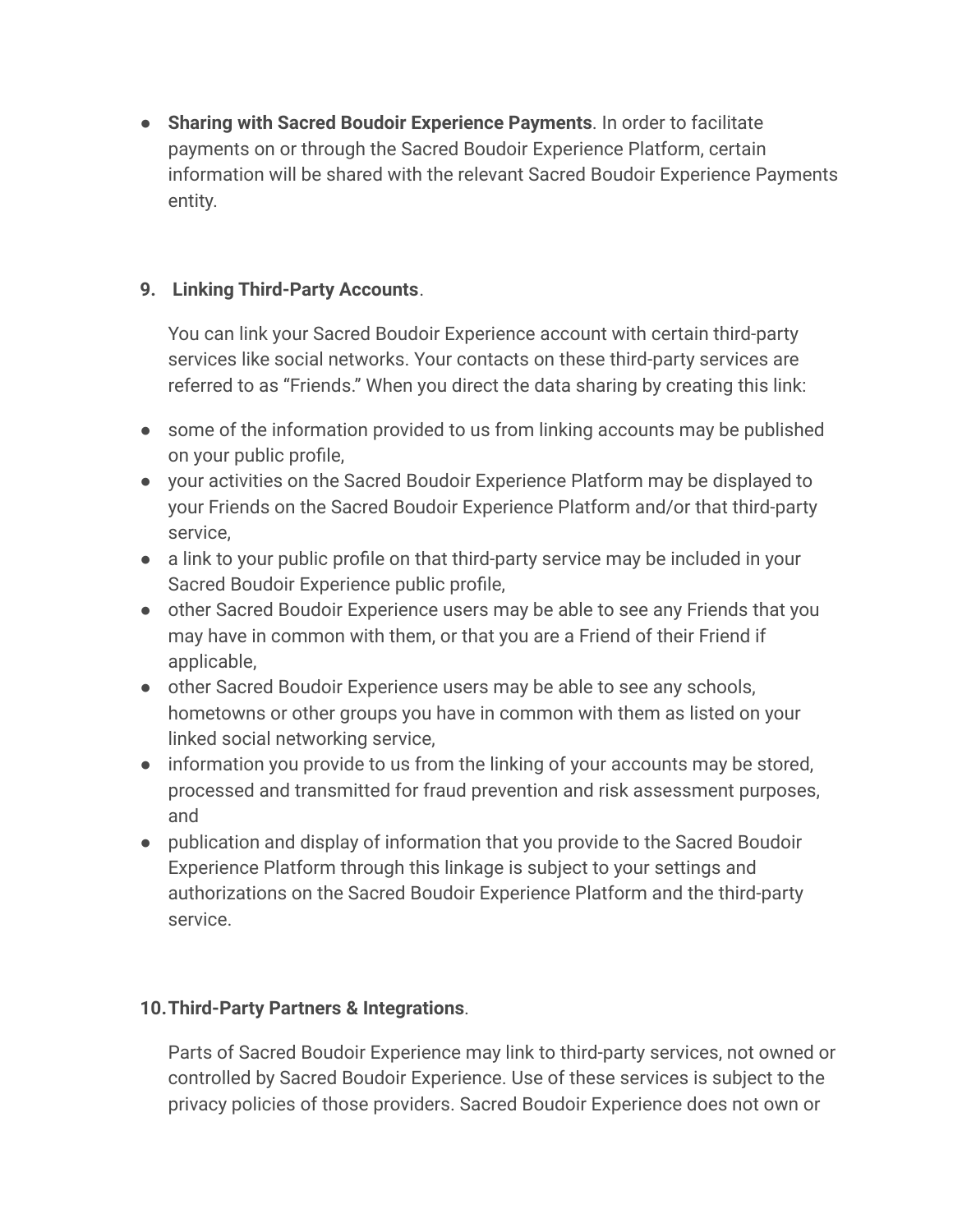- **Sharing with Sacred Boudoir Experience Payments**. In order to facilitate payments on or through the Sacred Boudoir Experience Platform, certain information will be shared with the relevant Sacred Boudoir Experience Payments entity.

**9. Linking Third-Party Accounts**.

You can link your Sacred Boudoir Experience account with certain third-party services like social networks. Your contacts on these third-party services are referred to as "Friends." When you direct the data sharing by creating this link:

- some of the information provided to us from linking accounts may be published on your public profile,
- your activities on the Sacred Boudoir Experience Platform may be displayed to your Friends on the Sacred Boudoir Experience Platform and/or that third-party service,
- a link to your public profile on that third-party service may be included in your Sacred Boudoir Experience public profile,
- other Sacred Boudoir Experience users may be able to see any Friends that you may have in common with them, or that you are a Friend of their Friend if applicable,
- other Sacred Boudoir Experience users may be able to see any schools, hometowns or other groups you have in common with them as listed on your linked social networking service,
- information you provide to us from the linking of your accounts may be stored, processed and transmitted for fraud prevention and risk assessment purposes, and
- publication and display of information that you provide to the Sacred Boudoir Experience Platform through this linkage is subject to your settings and authorizations on the Sacred Boudoir Experience Platform and the third-party service.

**10. Third-Party Partners & Integrations**.

Parts of Sacred Boudoir Experience may link to third-party services, not owned or controlled by Sacred Boudoir Experience. Use of these services is subject to the privacy policies of those providers. Sacred Boudoir Experience does not own or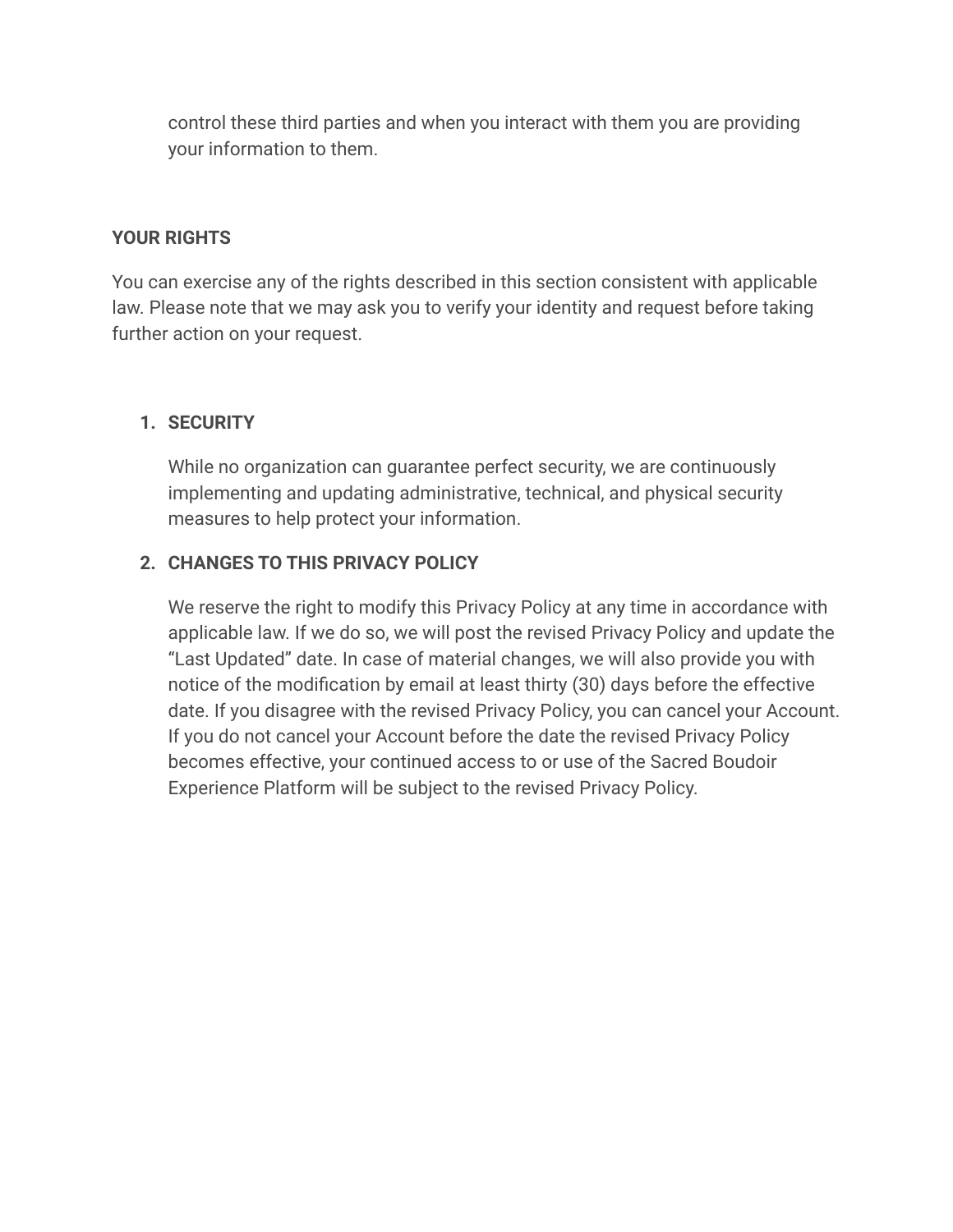control these third parties and when you interact with them you are providing your information to them.

## YOUR RIGHTS

You can exercise any of the rights described in this section consistent with applicable law. Please note that we may ask you to verify your identity and request before taking further action on your request.

1. **SECURITY**

   While no organization can guarantee perfect security, we are continuously implementing and updating administrative, technical, and physical security measures to help protect your information.

2. **CHANGES TO THIS PRIVACY POLICY**

   We reserve the right to modify this Privacy Policy at any time in accordance with applicable law. If we do so, we will post the revised Privacy Policy and update the "Last Updated" date. In case of material changes, we will also provide you with notice of the modification by email at least thirty (30) days before the effective date. If you disagree with the revised Privacy Policy, you can cancel your Account. If you do not cancel your Account before the date the revised Privacy Policy becomes effective, your continued access to or use of the Sacred Boudoir Experience Platform will be subject to the revised Privacy Policy.